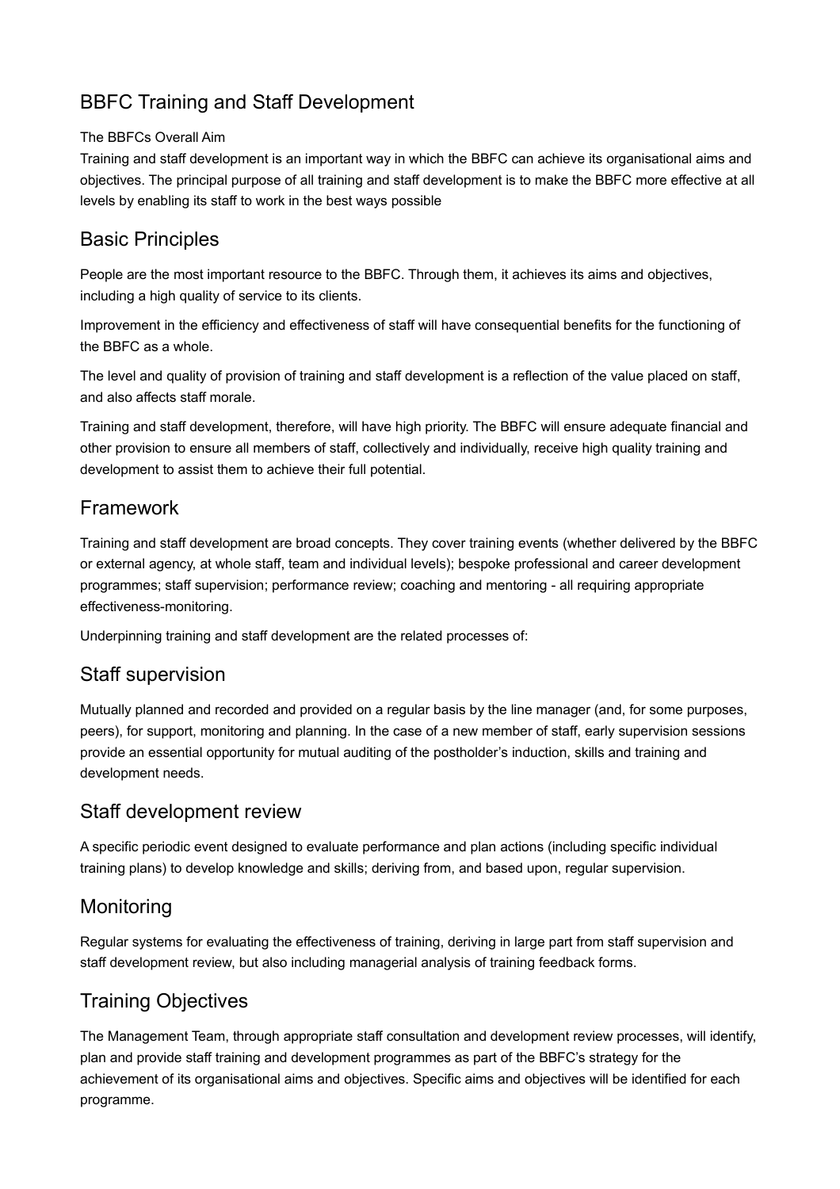# BBFC Training and Staff Development

The BBFCs Overall Aim

Training and staff development is an important way in which the BBFC can achieve its organisational aims and objectives. The principal purpose of all training and staff development is to make the BBFC more effective at all levels by enabling its staff to work in the best ways possible

## Basic Principles

People are the most important resource to the BBFC. Through them, it achieves its aims and objectives, including a high quality of service to its clients.

Improvement in the efficiency and effectiveness of staff will have consequential benefits for the functioning of the BBFC as a whole.

The level and quality of provision of training and staff development is a reflection of the value placed on staff, and also affects staff morale.

Training and staff development, therefore, will have high priority. The BBFC will ensure adequate financial and other provision to ensure all members of staff, collectively and individually, receive high quality training and development to assist them to achieve their full potential.

## Framework

Training and staff development are broad concepts. They cover training events (whether delivered by the BBFC or external agency, at whole staff, team and individual levels); bespoke professional and career development programmes; staff supervision; performance review; coaching and mentoring - all requiring appropriate effectiveness-monitoring.

Underpinning training and staff development are the related processes of:

## Staff supervision

Mutually planned and recorded and provided on a regular basis by the line manager (and, for some purposes, peers), for support, monitoring and planning. In the case of a new member of staff, early supervision sessions provide an essential opportunity for mutual auditing of the postholder's induction, skills and training and development needs.

## Staff development review

A specific periodic event designed to evaluate performance and plan actions (including specific individual training plans) to develop knowledge and skills; deriving from, and based upon, regular supervision.

## Monitoring

Regular systems for evaluating the effectiveness of training, deriving in large part from staff supervision and staff development review, but also including managerial analysis of training feedback forms.

## Training Objectives

The Management Team, through appropriate staff consultation and development review processes, will identify, plan and provide staff training and development programmes as part of the BBFC's strategy for the achievement of its organisational aims and objectives. Specific aims and objectives will be identified for each programme.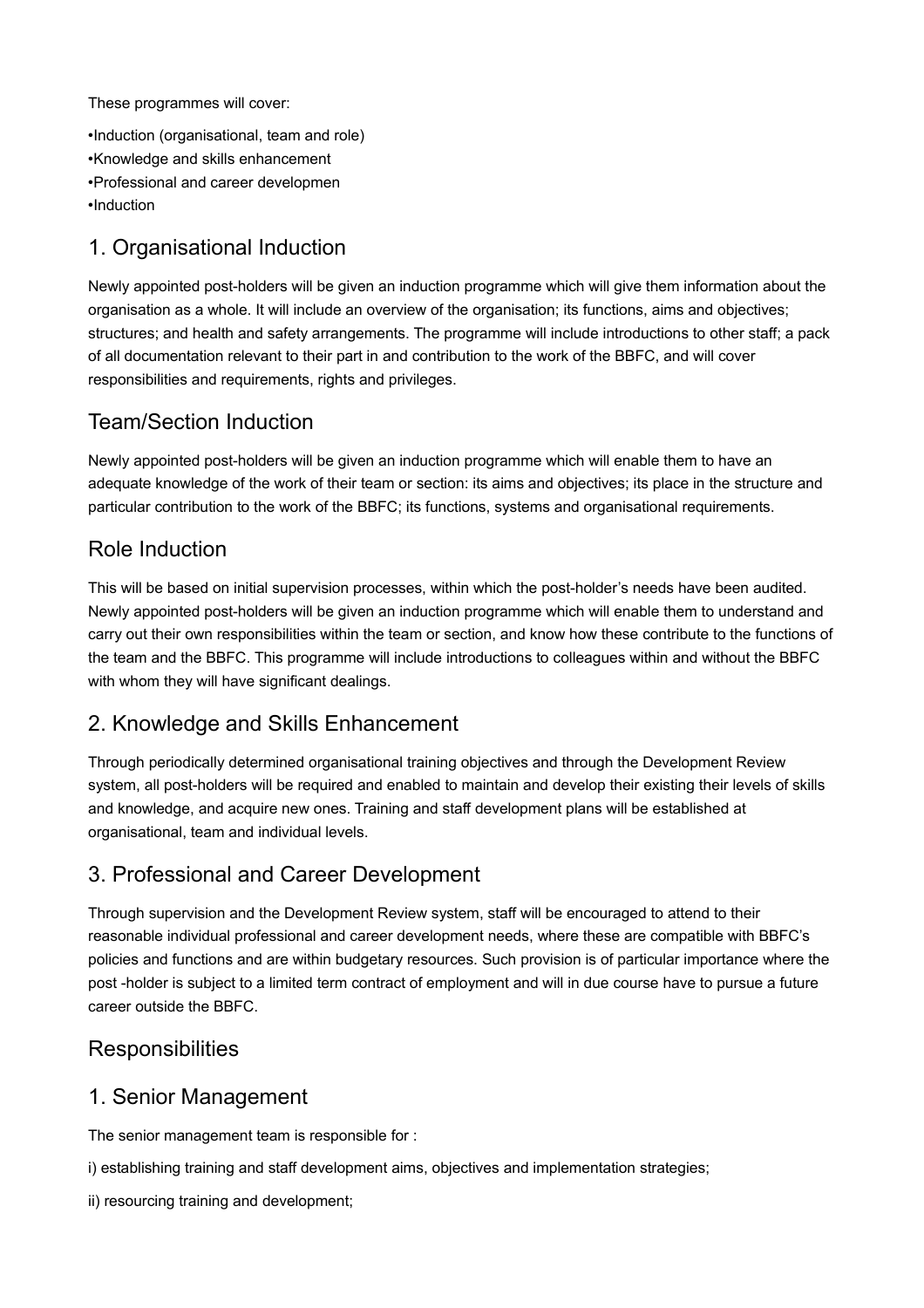These programmes will cover:

•Induction (organisational, team and role)
•Knowledge and skills enhancement
•Professional and career developmen
•Induction

## 1. Organisational Induction

Newly appointed post-holders will be given an induction programme which will give them information about the organisation as a whole. It will include an overview of the organisation; its functions, aims and objectives; structures; and health and safety arrangements. The programme will include introductions to other staff; a pack of all documentation relevant to their part in and contribution to the work of the BBFC, and will cover responsibilities and requirements, rights and privileges.

## Team/Section Induction

Newly appointed post-holders will be given an induction programme which will enable them to have an adequate knowledge of the work of their team or section: its aims and objectives; its place in the structure and particular contribution to the work of the BBFC; its functions, systems and organisational requirements.

## Role Induction

This will be based on initial supervision processes, within which the post-holder's needs have been audited. Newly appointed post-holders will be given an induction programme which will enable them to understand and carry out their own responsibilities within the team or section, and know how these contribute to the functions of the team and the BBFC. This programme will include introductions to colleagues within and without the BBFC with whom they will have significant dealings.

## 2. Knowledge and Skills Enhancement

Through periodically determined organisational training objectives and through the Development Review system, all post-holders will be required and enabled to maintain and develop their existing their levels of skills and knowledge, and acquire new ones. Training and staff development plans will be established at organisational, team and individual levels.

## 3. Professional and Career Development

Through supervision and the Development Review system, staff will be encouraged to attend to their reasonable individual professional and career development needs, where these are compatible with BBFC's policies and functions and are within budgetary resources. Such provision is of particular importance where the post -holder is subject to a limited term contract of employment and will in due course have to pursue a future career outside the BBFC.

## Responsibilities

## 1. Senior Management

The senior management team is responsible for :

i) establishing training and staff development aims, objectives and implementation strategies;

ii) resourcing training and development;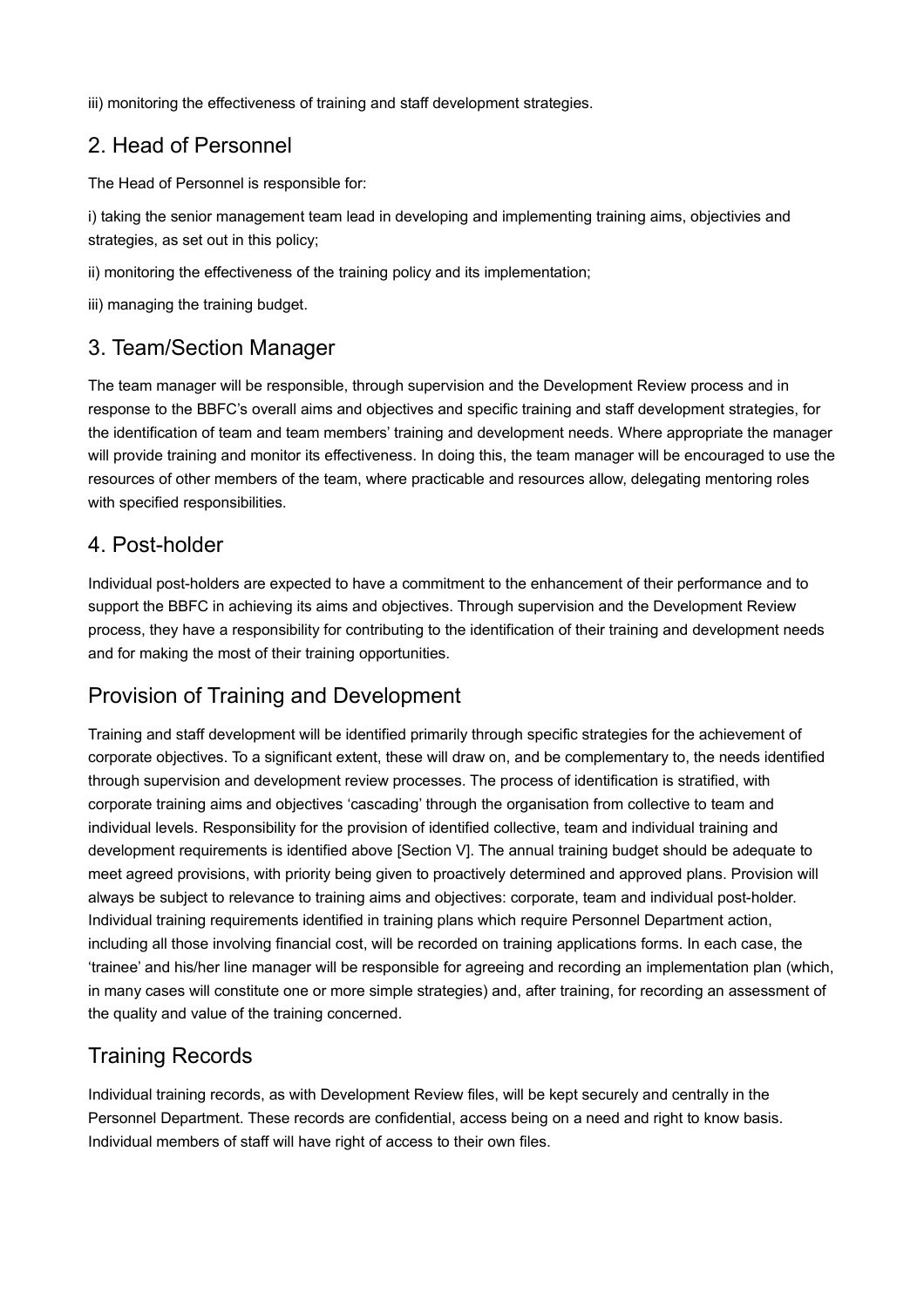iii) monitoring the effectiveness of training and staff development strategies.

## 2. Head of Personnel

The Head of Personnel is responsible for:

i) taking the senior management team lead in developing and implementing training aims, objectivies and strategies, as set out in this policy;

ii) monitoring the effectiveness of the training policy and its implementation;

iii) managing the training budget.

## 3. Team/Section Manager

The team manager will be responsible, through supervision and the Development Review process and in response to the BBFC's overall aims and objectives and specific training and staff development strategies, for the identification of team and team members' training and development needs. Where appropriate the manager will provide training and monitor its effectiveness. In doing this, the team manager will be encouraged to use the resources of other members of the team, where practicable and resources allow, delegating mentoring roles with specified responsibilities.

## 4. Post-holder

Individual post-holders are expected to have a commitment to the enhancement of their performance and to support the BBFC in achieving its aims and objectives. Through supervision and the Development Review process, they have a responsibility for contributing to the identification of their training and development needs and for making the most of their training opportunities.

## Provision of Training and Development

Training and staff development will be identified primarily through specific strategies for the achievement of corporate objectives. To a significant extent, these will draw on, and be complementary to, the needs identified through supervision and development review processes. The process of identification is stratified, with corporate training aims and objectives 'cascading' through the organisation from collective to team and individual levels. Responsibility for the provision of identified collective, team and individual training and development requirements is identified above [Section V]. The annual training budget should be adequate to meet agreed provisions, with priority being given to proactively determined and approved plans. Provision will always be subject to relevance to training aims and objectives: corporate, team and individual post-holder. Individual training requirements identified in training plans which require Personnel Department action, including all those involving financial cost, will be recorded on training applications forms. In each case, the 'trainee' and his/her line manager will be responsible for agreeing and recording an implementation plan (which, in many cases will constitute one or more simple strategies) and, after training, for recording an assessment of the quality and value of the training concerned.

## Training Records

Individual training records, as with Development Review files, will be kept securely and centrally in the Personnel Department. These records are confidential, access being on a need and right to know basis. Individual members of staff will have right of access to their own files.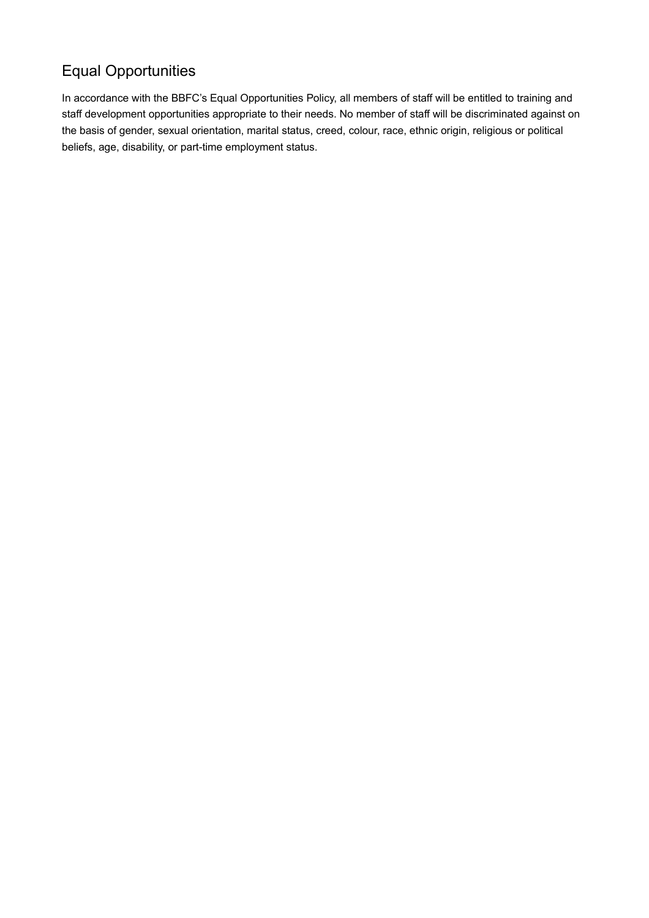## Equal Opportunities

In accordance with the BBFC's Equal Opportunities Policy, all members of staff will be entitled to training and staff development opportunities appropriate to their needs. No member of staff will be discriminated against on the basis of gender, sexual orientation, marital status, creed, colour, race, ethnic origin, religious or political beliefs, age, disability, or part-time employment status.